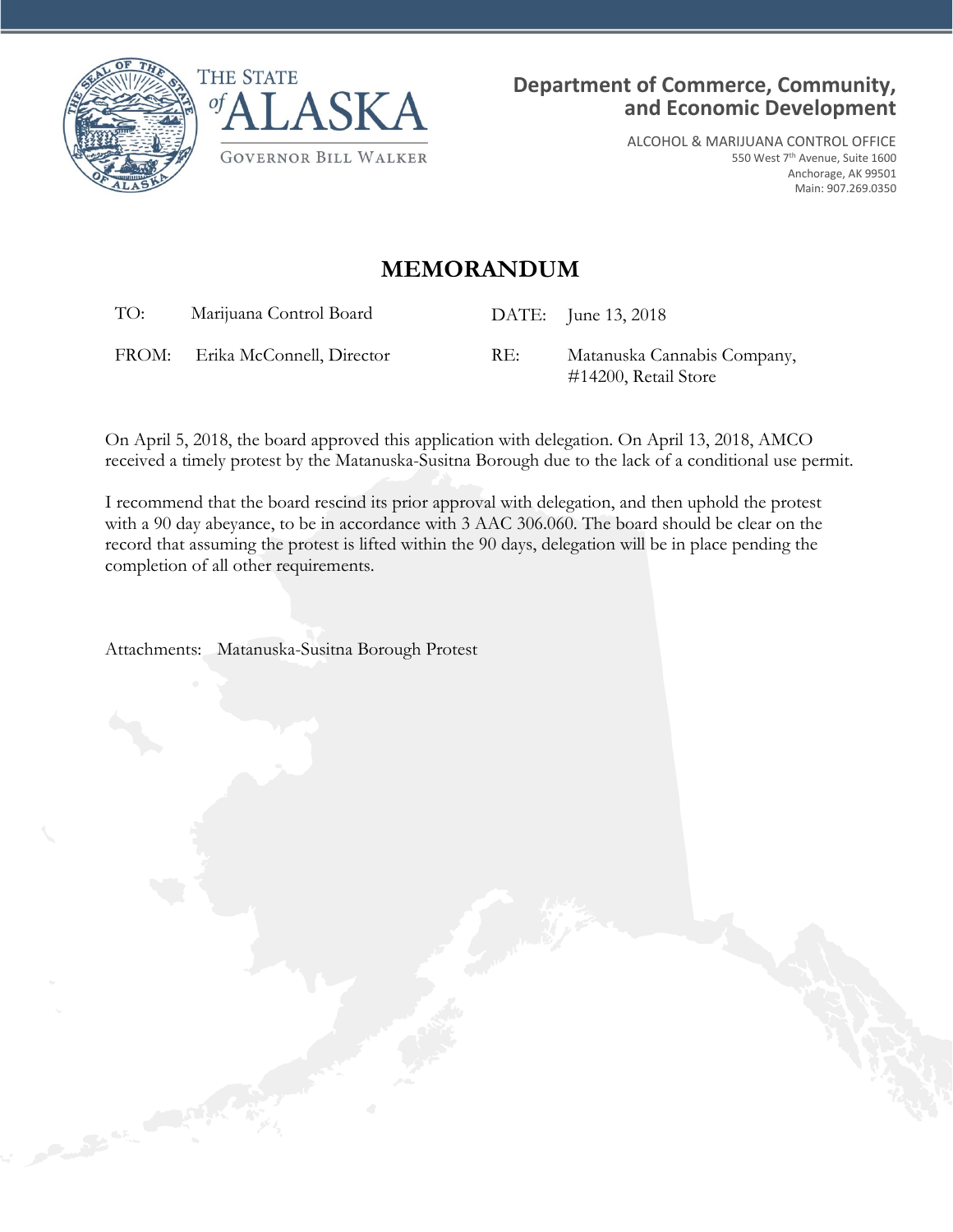THE STATE *of* ALASKA

GOVERNOR BILL WALKER

**Department of Commerce, Community, and Economic Development**

ALCOHOL & MARIJUANA CONTROL OFFICE
550 West 7th Avenue, Suite 1600
Anchorage, AK 99501
Main: 907.269.0350

# MEMORANDUM

| | | | |
|---|---|---|---|
| TO: | Marijuana Control Board | DATE: | June 13, 2018 |
| FROM: | Erika McConnell, Director | RE: | Matanuska Cannabis Company, #14200, Retail Store |

On April 5, 2018, the board approved this application with delegation. On April 13, 2018, AMCO received a timely protest by the Matanuska-Susitna Borough due to the lack of a conditional use permit.

I recommend that the board rescind its prior approval with delegation, and then uphold the protest with a 90 day abeyance, to be in accordance with 3 AAC 306.060. The board should be clear on the record that assuming the protest is lifted within the 90 days, delegation will be in place pending the completion of all other requirements.

Attachments: Matanuska-Susitna Borough Protest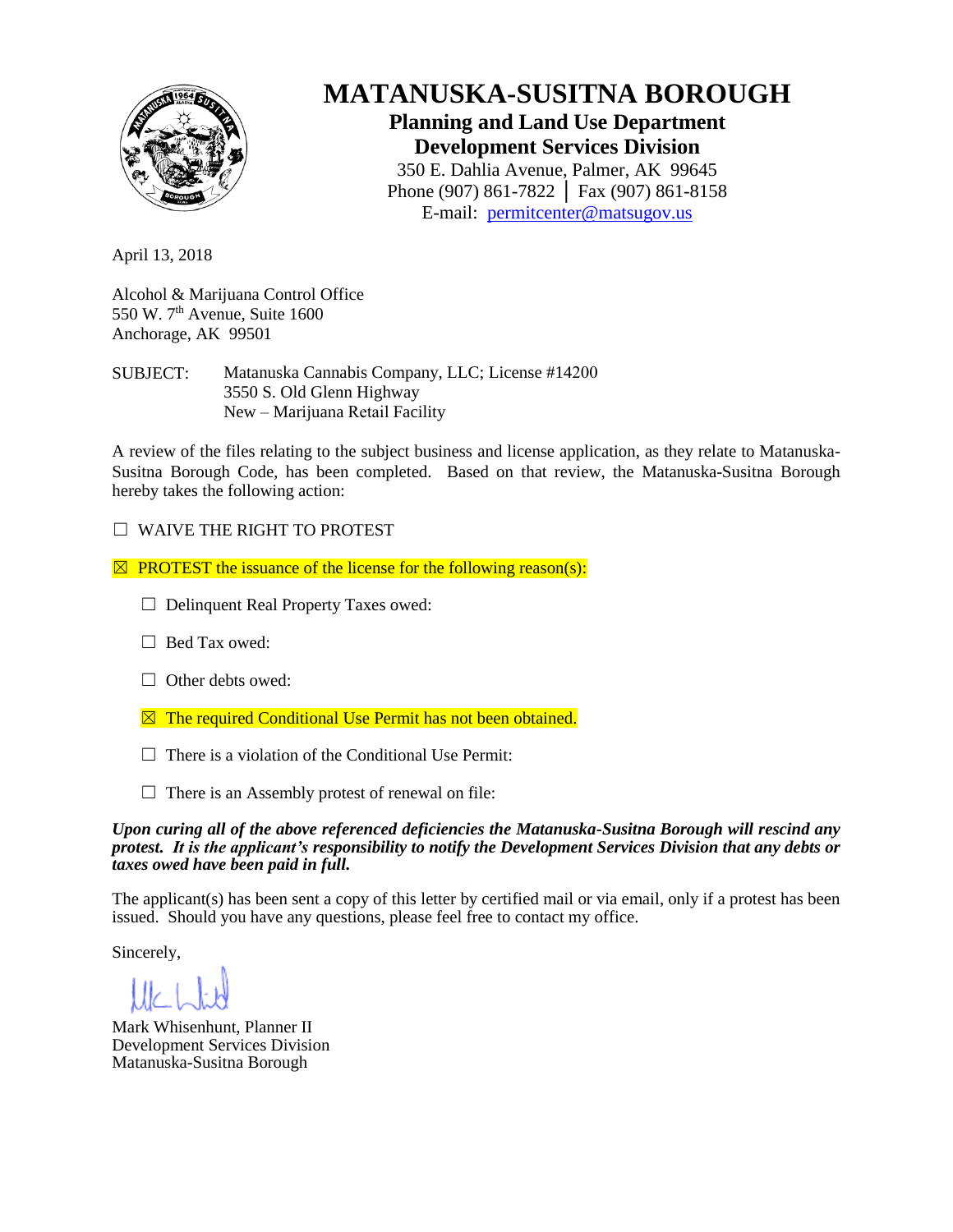# MATANUSKA-SUSITNA BOROUGH

## Planning and Land Use Department
## Development Services Division

350 E. Dahlia Avenue, Palmer, AK 99645
Phone (907) 861-7822 | Fax (907) 861-8158
E-mail: permitcenter@matsugov.us

April 13, 2018

Alcohol & Marijuana Control Office
550 W. 7th Avenue, Suite 1600
Anchorage, AK 99501

SUBJECT: Matanuska Cannabis Company, LLC; License #14200
3550 S. Old Glenn Highway
New – Marijuana Retail Facility

A review of the files relating to the subject business and license application, as they relate to Matanuska-Susitna Borough Code, has been completed. Based on that review, the Matanuska-Susitna Borough hereby takes the following action:

☐ WAIVE THE RIGHT TO PROTEST

☒ PROTEST the issuance of the license for the following reason(s):

- ☐ Delinquent Real Property Taxes owed:
- ☐ Bed Tax owed:
- ☐ Other debts owed:
- ☒ The required Conditional Use Permit has not been obtained.
- ☐ There is a violation of the Conditional Use Permit:
- ☐ There is an Assembly protest of renewal on file:

***Upon curing all of the above referenced deficiencies the Matanuska-Susitna Borough will rescind any protest. It is the applicant's responsibility to notify the Development Services Division that any debts or taxes owed have been paid in full.***

The applicant(s) has been sent a copy of this letter by certified mail or via email, only if a protest has been issued. Should you have any questions, please feel free to contact my office.

Sincerely,

Mark Whisenhunt, Planner II
Development Services Division
Matanuska-Susitna Borough